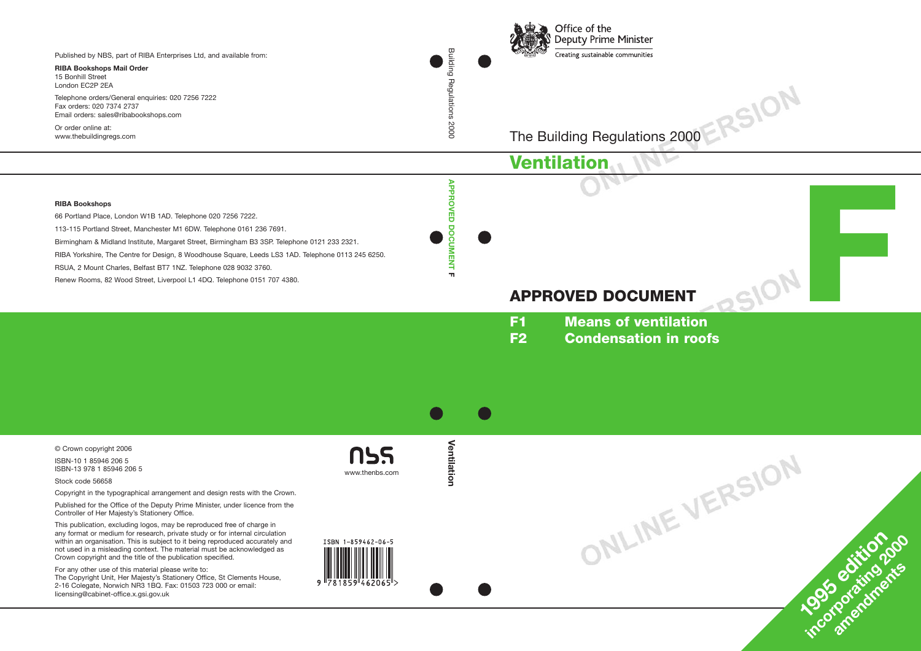Office of the Deputy Prime Minister

Creating sustainable communities

# The Building Regulations 2000

# Ventilation

## APPROVED DOCUMENT

# F

**F1 Means of ventilation**

**F2 Condensation in roofs**

1995 edition incorporating 2000 amendments

Published by NBS, part of RIBA Enterprises Ltd, and available from:

**RIBA Bookshops Mail Order**
15 Bonhill Street
London EC2P 2EA

Telephone orders/General enquiries: 020 7256 7222
Fax orders: 020 7374 2737
Email orders: sales@ribabookshops.com

Or order online at:
www.thebuildingregs.com

**RIBA Bookshops**

66 Portland Place, London W1B 1AD. Telephone 020 7256 7222.

113-115 Portland Street, Manchester M1 6DW. Telephone 0161 236 7691.

Birmingham & Midland Institute, Margaret Street, Birmingham B3 3SP. Telephone 0121 233 2321.

RIBA Yorkshire, The Centre for Design, 8 Woodhouse Square, Leeds LS3 1AD. Telephone 0113 245 6250.

RSUA, 2 Mount Charles, Belfast BT7 1NZ. Telephone 028 9032 3760.

Renew Rooms, 82 Wood Street, Liverpool L1 4DQ. Telephone 0151 707 4380.

© Crown copyright 2006

ISBN-10 1 85946 206 5
ISBN-13 978 1 85946 206 5

Stock code 56658

Copyright in the typographical arrangement and design rests with the Crown.

Published for the Office of the Deputy Prime Minister, under licence from the Controller of Her Majesty's Stationery Office.

This publication, excluding logos, may be reproduced free of charge in any format or medium for research, private study or for internal circulation within an organisation. This is subject to it being reproduced accurately and not used in a misleading context. The material must be acknowledged as Crown copyright and the title of the publication specified.

For any other use of this material please write to:
The Copyright Unit, Her Majesty's Stationery Office, St Clements House, 2-16 Colegate, Norwich NR3 1BQ. Fax: 01503 723 000 or email: licensing@cabinet-office.x.gsi.gov.uk

nbs
www.thenbs.com

ISBN 1-859462-06-5
9 781859 462065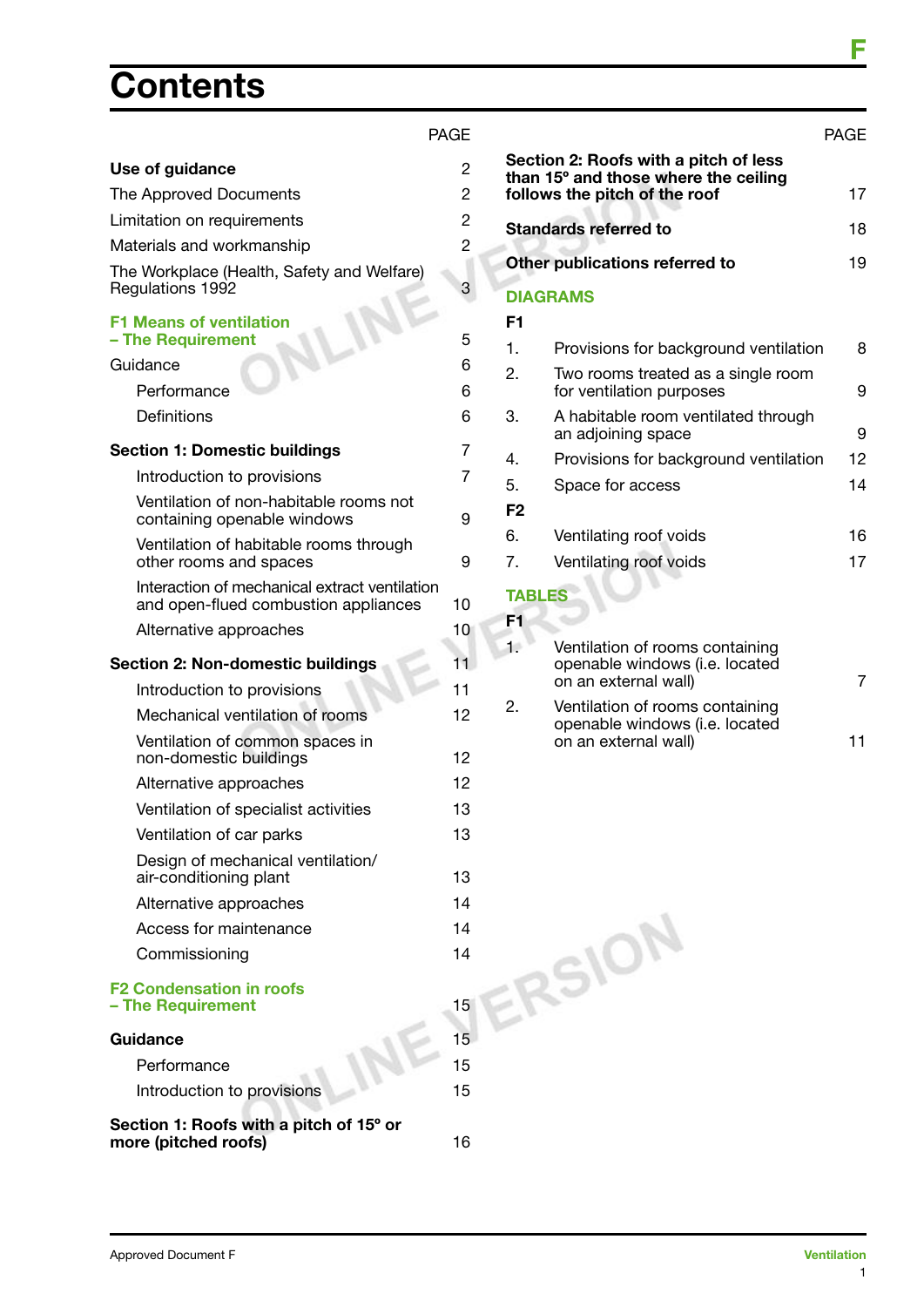# Contents

| | PAGE |
|---|---|
| **Use of guidance** | 2 |
| The Approved Documents | 2 |
| Limitation on requirements | 2 |
| Materials and workmanship | 2 |
| The Workplace (Health, Safety and Welfare) Regulations 1992 | 3 |
| **F1 Means of ventilation – The Requirement** | 5 |
| Guidance | 6 |
| Performance | 6 |
| Definitions | 6 |
| **Section 1: Domestic buildings** | 7 |
| Introduction to provisions | 7 |
| Ventilation of non-habitable rooms not containing openable windows | 9 |
| Ventilation of habitable rooms through other rooms and spaces | 9 |
| Interaction of mechanical extract ventilation and open-flued combustion appliances | 10 |
| Alternative approaches | 10 |
| **Section 2: Non-domestic buildings** | 11 |
| Introduction to provisions | 11 |
| Mechanical ventilation of rooms | 12 |
| Ventilation of common spaces in non-domestic buildings | 12 |
| Alternative approaches | 12 |
| Ventilation of specialist activities | 13 |
| Ventilation of car parks | 13 |
| Design of mechanical ventilation/air-conditioning plant | 13 |
| Alternative approaches | 14 |
| Access for maintenance | 14 |
| Commissioning | 14 |
| **F2 Condensation in roofs – The Requirement** | 15 |
| **Guidance** | 15 |
| Performance | 15 |
| Introduction to provisions | 15 |
| **Section 1: Roofs with a pitch of 15º or more (pitched roofs)** | 16 |
| **Section 2: Roofs with a pitch of less than 15º and those where the ceiling follows the pitch of the roof** | 17 |
| **Standards referred to** | 18 |
| **Other publications referred to** | 19 |

**DIAGRAMS**

| | | PAGE |
|---|---|---|
| **F1** | | |
| 1. | Provisions for background ventilation | 8 |
| 2. | Two rooms treated as a single room for ventilation purposes | 9 |
| 3. | A habitable room ventilated through an adjoining space | 9 |
| 4. | Provisions for background ventilation | 12 |
| 5. | Space for access | 14 |
| **F2** | | |
| 6. | Ventilating roof voids | 16 |
| 7. | Ventilating roof voids | 17 |

**TABLES**

| | | PAGE |
|---|---|---|
| **F1** | | |
| 1. | Ventilation of rooms containing openable windows (i.e. located on an external wall) | 7 |
| 2. | Ventilation of rooms containing openable windows (i.e. located on an external wall) | 11 |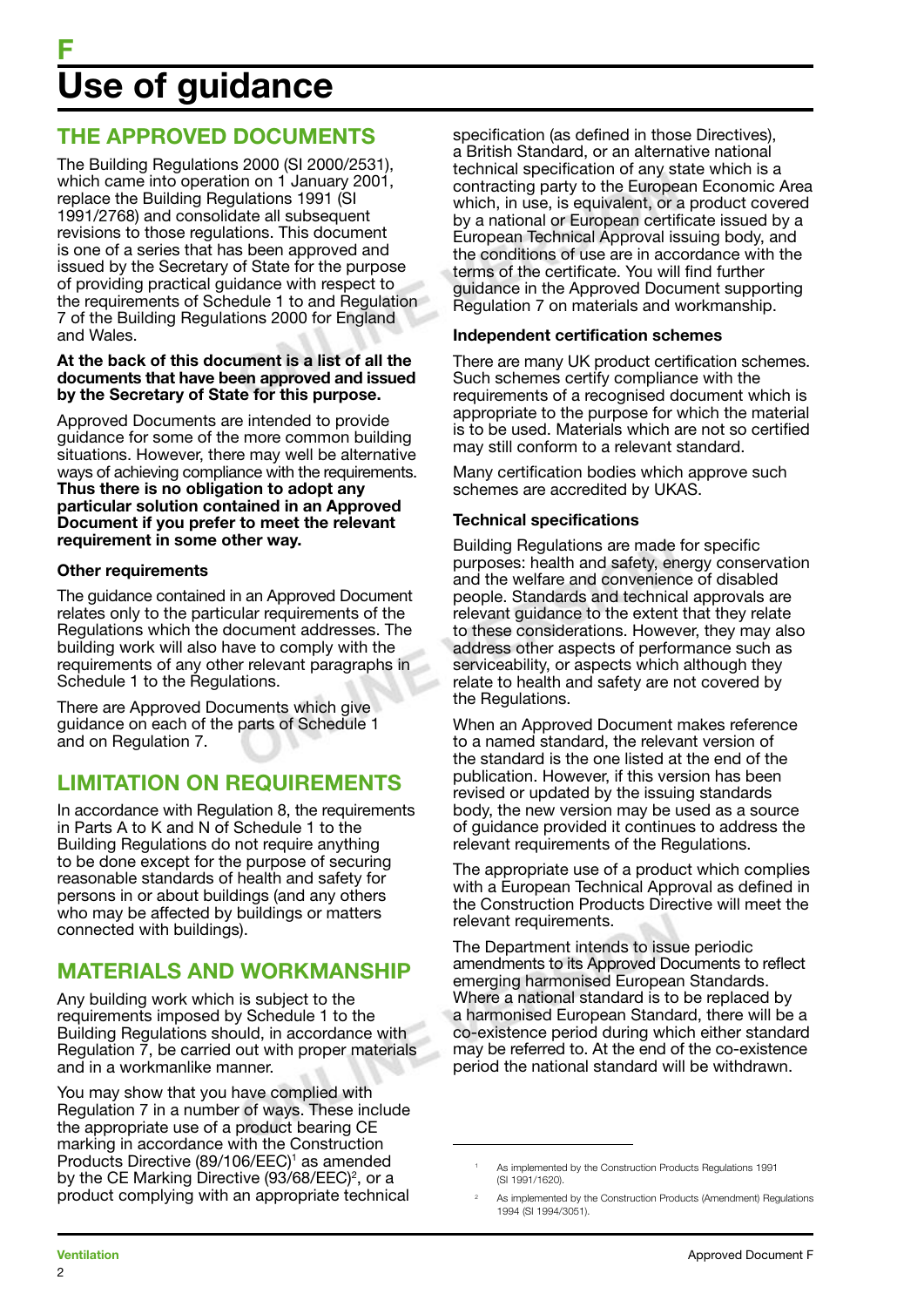# F
# Use of guidance

## THE APPROVED DOCUMENTS

The Building Regulations 2000 (SI 2000/2531), which came into operation on 1 January 2001, replace the Building Regulations 1991 (SI 1991/2768) and consolidate all subsequent revisions to those regulations. This document is one of a series that has been approved and issued by the Secretary of State for the purpose of providing practical guidance with respect to the requirements of Schedule 1 to and Regulation 7 of the Building Regulations 2000 for England and Wales.

**At the back of this document is a list of all the documents that have been approved and issued by the Secretary of State for this purpose.**

Approved Documents are intended to provide guidance for some of the more common building situations. However, there may well be alternative ways of achieving compliance with the requirements. **Thus there is no obligation to adopt any particular solution contained in an Approved Document if you prefer to meet the relevant requirement in some other way.**

### Other requirements

The guidance contained in an Approved Document relates only to the particular requirements of the Regulations which the document addresses. The building work will also have to comply with the requirements of any other relevant paragraphs in Schedule 1 to the Regulations.

There are Approved Documents which give guidance on each of the parts of Schedule 1 and on Regulation 7.

## LIMITATION ON REQUIREMENTS

In accordance with Regulation 8, the requirements in Parts A to K and N of Schedule 1 to the Building Regulations do not require anything to be done except for the purpose of securing reasonable standards of health and safety for persons in or about buildings (and any others who may be affected by buildings or matters connected with buildings).

## MATERIALS AND WORKMANSHIP

Any building work which is subject to the requirements imposed by Schedule 1 to the Building Regulations should, in accordance with Regulation 7, be carried out with proper materials and in a workmanlike manner.

You may show that you have complied with Regulation 7 in a number of ways. These include the appropriate use of a product bearing CE marking in accordance with the Construction Products Directive (89/106/EEC)[1] as amended by the CE Marking Directive (93/68/EEC)[2], or a product complying with an appropriate technical specification (as defined in those Directives), a British Standard, or an alternative national technical specification of any state which is a contracting party to the European Economic Area which, in use, is equivalent, or a product covered by a national or European certificate issued by a European Technical Approval issuing body, and the conditions of use are in accordance with the terms of the certificate. You will find further guidance in the Approved Document supporting Regulation 7 on materials and workmanship.

### Independent certification schemes

There are many UK product certification schemes. Such schemes certify compliance with the requirements of a recognised document which is appropriate to the purpose for which the material is to be used. Materials which are not so certified may still conform to a relevant standard.

Many certification bodies which approve such schemes are accredited by UKAS.

### Technical specifications

Building Regulations are made for specific purposes: health and safety, energy conservation and the welfare and convenience of disabled people. Standards and technical approvals are relevant guidance to the extent that they relate to these considerations. However, they may also address other aspects of performance such as serviceability, or aspects which although they relate to health and safety are not covered by the Regulations.

When an Approved Document makes reference to a named standard, the relevant version of the standard is the one listed at the end of the publication. However, if this version has been revised or updated by the issuing standards body, the new version may be used as a source of guidance provided it continues to address the relevant requirements of the Regulations.

The appropriate use of a product which complies with a European Technical Approval as defined in the Construction Products Directive will meet the relevant requirements.

The Department intends to issue periodic amendments to its Approved Documents to reflect emerging harmonised European Standards. Where a national standard is to be replaced by a harmonised European Standard, there will be a co-existence period during which either standard may be referred to. At the end of the co-existence period the national standard will be withdrawn.

---

[1] As implemented by the Construction Products Regulations 1991 (SI 1991/1620).

[2] As implemented by the Construction Products (Amendment) Regulations 1994 (SI 1994/3051).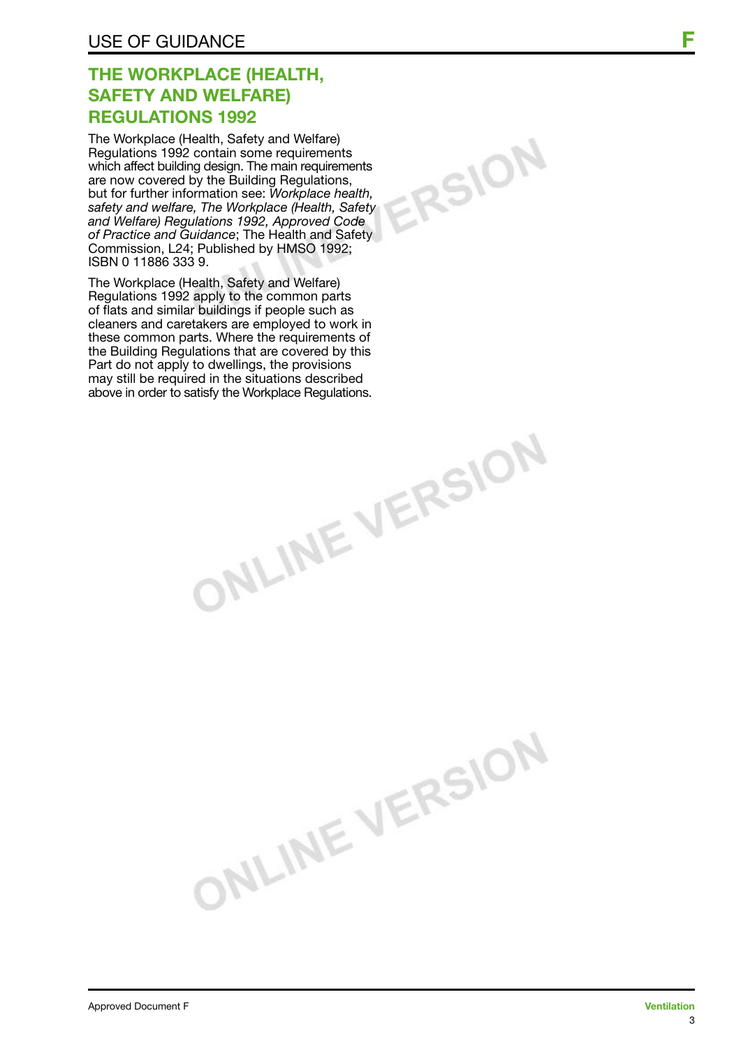## THE WORKPLACE (HEALTH, SAFETY AND WELFARE) REGULATIONS 1992

The Workplace (Health, Safety and Welfare) Regulations 1992 contain some requirements which affect building design. The main requirements are now covered by the Building Regulations, but for further information see: *Workplace health, safety and welfare, The Workplace (Health, Safety and Welfare) Regulations 1992, Approved Code of Practice and Guidance*; The Health and Safety Commission, L24; Published by HMSO 1992; ISBN 0 11886 333 9.

The Workplace (Health, Safety and Welfare) Regulations 1992 apply to the common parts of flats and similar buildings if people such as cleaners and caretakers are employed to work in these common parts. Where the requirements of the Building Regulations that are covered by this Part do not apply to dwellings, the provisions may still be required in the situations described above in order to satisfy the Workplace Regulations.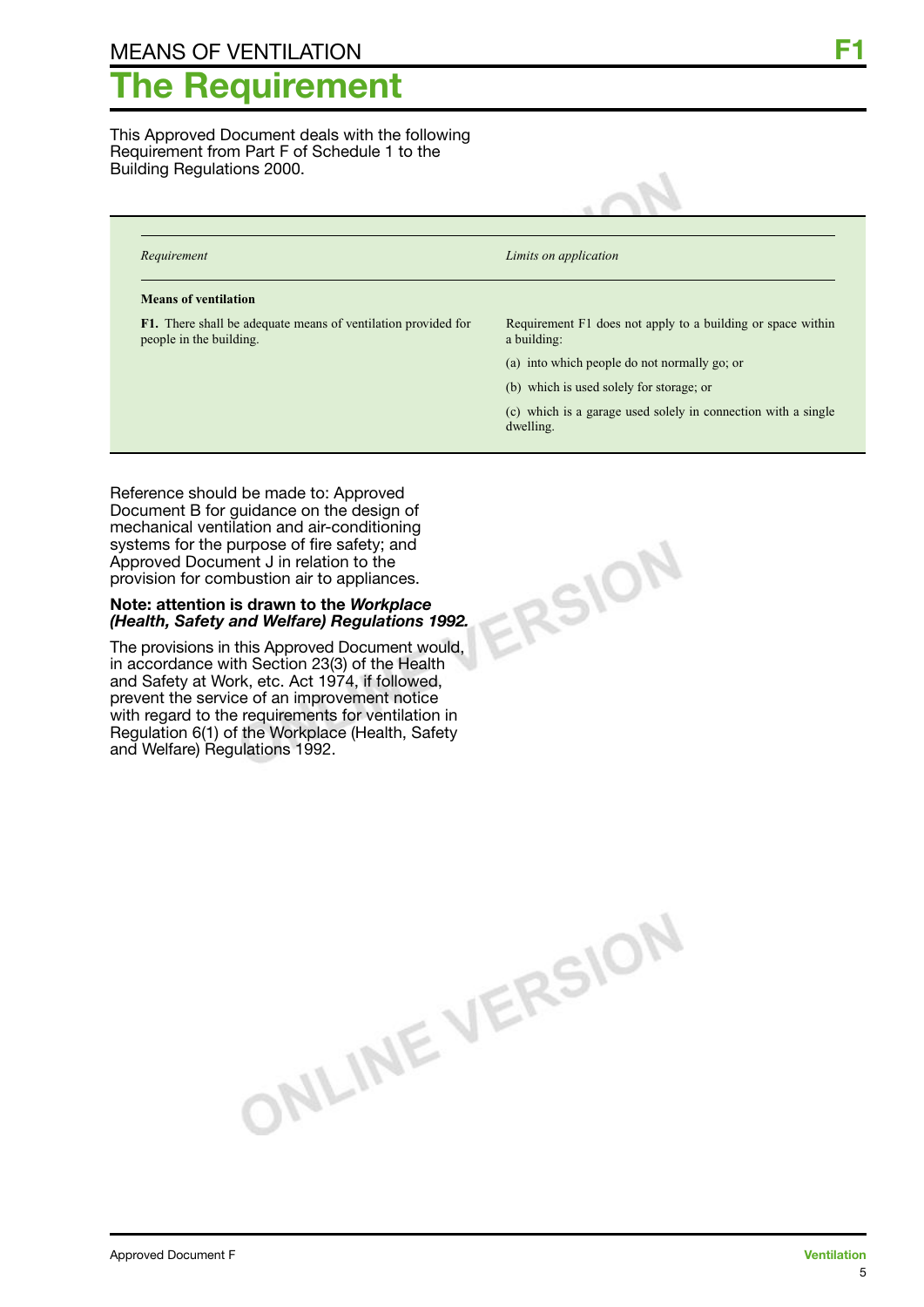# MEANS OF VENTILATION

# The Requirement

This Approved Document deals with the following Requirement from Part F of Schedule 1 to the Building Regulations 2000.

| *Requirement* | *Limits on application* |
|---|---|
| **Means of ventilation** | |
| **F1.** There shall be adequate means of ventilation provided for people in the building. | Requirement F1 does not apply to a building or space within a building:<br>(a) into which people do not normally go; or<br>(b) which is used solely for storage; or<br>(c) which is a garage used solely in connection with a single dwelling. |

Reference should be made to: Approved Document B for guidance on the design of mechanical ventilation and air-conditioning systems for the purpose of fire safety; and Approved Document J in relation to the provision for combustion air to appliances.

**Note: attention is drawn to the *Workplace (Health, Safety and Welfare) Regulations 1992.***

The provisions in this Approved Document would, in accordance with Section 23(3) of the Health and Safety at Work, etc. Act 1974, if followed, prevent the service of an improvement notice with regard to the requirements for ventilation in Regulation 6(1) of the Workplace (Health, Safety and Welfare) Regulations 1992.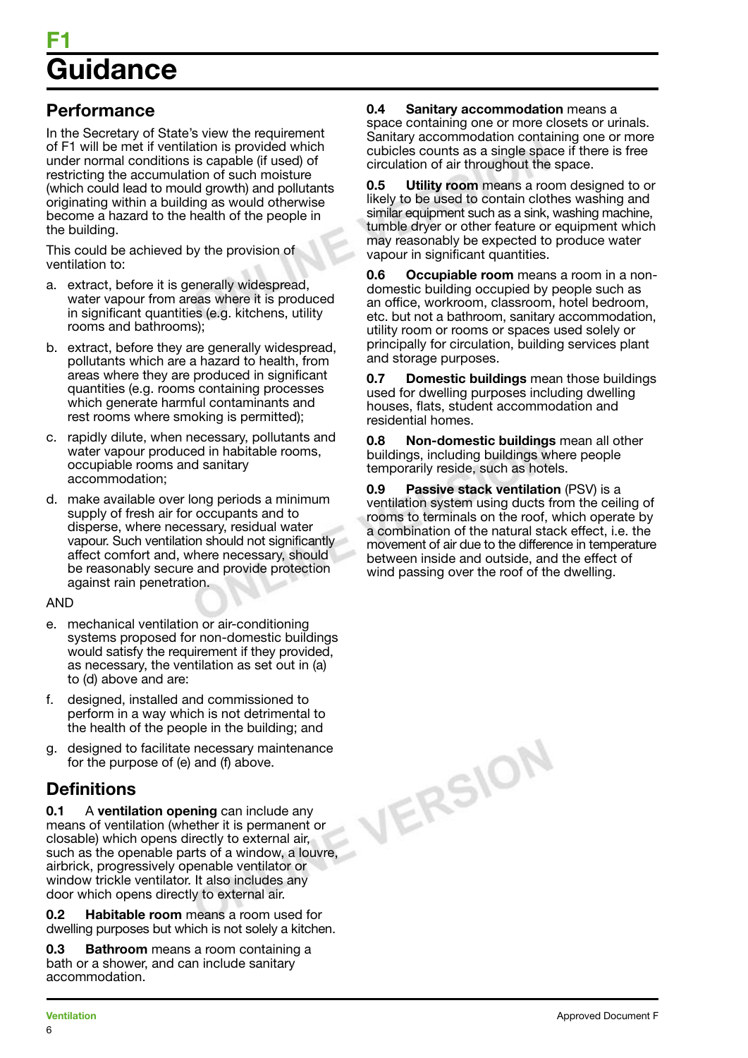# F1

# Guidance

## Performance

In the Secretary of State's view the requirement of F1 will be met if ventilation is provided which under normal conditions is capable (if used) of restricting the accumulation of such moisture (which could lead to mould growth) and pollutants originating within a building as would otherwise become a hazard to the health of the people in the building.

This could be achieved by the provision of ventilation to:

a. extract, before it is generally widespread, water vapour from areas where it is produced in significant quantities (e.g. kitchens, utility rooms and bathrooms);

b. extract, before they are generally widespread, pollutants which are a hazard to health, from areas where they are produced in significant quantities (e.g. rooms containing processes which generate harmful contaminants and rest rooms where smoking is permitted);

c. rapidly dilute, when necessary, pollutants and water vapour produced in habitable rooms, occupiable rooms and sanitary accommodation;

d. make available over long periods a minimum supply of fresh air for occupants and to disperse, where necessary, residual water vapour. Such ventilation should not significantly affect comfort and, where necessary, should be reasonably secure and provide protection against rain penetration.

AND

e. mechanical ventilation or air-conditioning systems proposed for non-domestic buildings would satisfy the requirement if they provided, as necessary, the ventilation as set out in (a) to (d) above and are:

f. designed, installed and commissioned to perform in a way which is not detrimental to the health of the people in the building; and

g. designed to facilitate necessary maintenance for the purpose of (e) and (f) above.

## Definitions

**0.1** A **ventilation opening** can include any means of ventilation (whether it is permanent or closable) which opens directly to external air, such as the openable parts of a window, a louvre, airbrick, progressively openable ventilator or window trickle ventilator. It also includes any door which opens directly to external air.

**0.2** **Habitable room** means a room used for dwelling purposes but which is not solely a kitchen.

**0.3** **Bathroom** means a room containing a bath or a shower, and can include sanitary accommodation.

**0.4** **Sanitary accommodation** means a space containing one or more closets or urinals. Sanitary accommodation containing one or more cubicles counts as a single space if there is free circulation of air throughout the space.

**0.5** **Utility room** means a room designed to or likely to be used to contain clothes washing and similar equipment such as a sink, washing machine, tumble dryer or other feature or equipment which may reasonably be expected to produce water vapour in significant quantities.

**0.6** **Occupiable room** means a room in a non-domestic building occupied by people such as an office, workroom, classroom, hotel bedroom, etc. but not a bathroom, sanitary accommodation, utility room or rooms or spaces used solely or principally for circulation, building services plant and storage purposes.

**0.7** **Domestic buildings** mean those buildings used for dwelling purposes including dwelling houses, flats, student accommodation and residential homes.

**0.8** **Non-domestic buildings** mean all other buildings, including buildings where people temporarily reside, such as hotels.

**0.9** **Passive stack ventilation** (PSV) is a ventilation system using ducts from the ceiling of rooms to terminals on the roof, which operate by a combination of the natural stack effect, i.e. the movement of air due to the difference in temperature between inside and outside, and the effect of wind passing over the roof of the dwelling.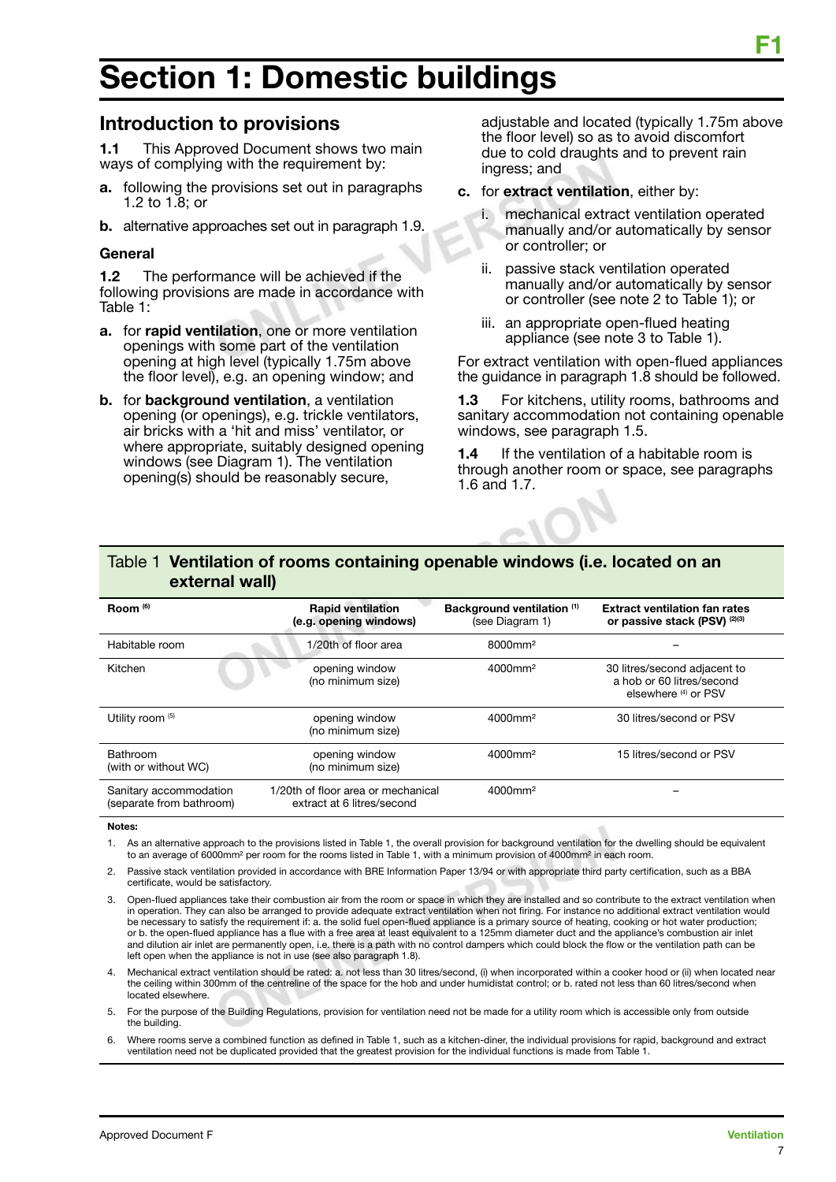# Section 1: Domestic buildings

## Introduction to provisions

**1.1** This Approved Document shows two main ways of complying with the requirement by:

**a.** following the provisions set out in paragraphs 1.2 to 1.8; or

**b.** alternative approaches set out in paragraph 1.9.

### General

**1.2** The performance will be achieved if the following provisions are made in accordance with Table 1:

**a.** for **rapid ventilation**, one or more ventilation openings with some part of the ventilation opening at high level (typically 1.75m above the floor level), e.g. an opening window; and

**b.** for **background ventilation**, a ventilation opening (or openings), e.g. trickle ventilators, air bricks with a 'hit and miss' ventilator, or where appropriate, suitably designed opening windows (see Diagram 1). The ventilation opening(s) should be reasonably secure, adjustable and located (typically 1.75m above the floor level) so as to avoid discomfort due to cold draughts and to prevent rain ingress; and

**c.** for **extract ventilation**, either by:

i. mechanical extract ventilation operated manually and/or automatically by sensor or controller; or

ii. passive stack ventilation operated manually and/or automatically by sensor or controller (see note 2 to Table 1); or

iii. an appropriate open-flued heating appliance (see note 3 to Table 1).

For extract ventilation with open-flued appliances the guidance in paragraph 1.8 should be followed.

**1.3** For kitchens, utility rooms, bathrooms and sanitary accommodation not containing openable windows, see paragraph 1.5.

**1.4** If the ventilation of a habitable room is through another room or space, see paragraphs 1.6 and 1.7.

Table 1 **Ventilation of rooms containing openable windows (i.e. located on an external wall)**

| Room [6] | Rapid ventilation (e.g. opening windows) | Background ventilation [1] (see Diagram 1) | Extract ventilation fan rates or passive stack (PSV) [2][3] |
|---|---|---|---|
| Habitable room | 1/20th of floor area | 8000mm² | – |
| Kitchen | opening window (no minimum size) | 4000mm² | 30 litres/second adjacent to a hob or 60 litres/second elsewhere [4] or PSV |
| Utility room [5] | opening window (no minimum size) | 4000mm² | 30 litres/second or PSV |
| Bathroom (with or without WC) | opening window (no minimum size) | 4000mm² | 15 litres/second or PSV |
| Sanitary accommodation (separate from bathroom) | 1/20th of floor area or mechanical extract at 6 litres/second | 4000mm² | – |

**Notes:**

1. As an alternative approach to the provisions listed in Table 1, the overall provision for background ventilation for the dwelling should be equivalent to an average of 6000mm² per room for the rooms listed in Table 1, with a minimum provision of 4000mm² in each room.
2. Passive stack ventilation provided in accordance with BRE Information Paper 13/94 or with appropriate third party certification, such as a BBA certificate, would be satisfactory.
3. Open-flued appliances take their combustion air from the room or space in which they are installed and so contribute to the extract ventilation when in operation. They can also be arranged to provide adequate extract ventilation when not firing. For instance no additional extract ventilation would be necessary to satisfy the requirement if: a. the solid fuel open-flued appliance is a primary source of heating, cooking or hot water production; or b. the open-flued appliance has a flue with a free area at least equivalent to a 125mm diameter duct and the appliance's combustion air inlet and dilution air inlet are permanently open, i.e. there is a path with no control dampers which could block the flow or the ventilation path can be left open when the appliance is not in use (see also paragraph 1.8).
4. Mechanical extract ventilation should be rated: a. not less than 30 litres/second, (i) when incorporated within a cooker hood or (ii) when located near the ceiling within 300mm of the centreline of the space for the hob and under humidistat control; or b. rated not less than 60 litres/second when located elsewhere.
5. For the purpose of the Building Regulations, provision for ventilation need not be made for a utility room which is accessible only from outside the building.
6. Where rooms serve a combined function as defined in Table 1, such as a kitchen-diner, the individual provisions for rapid, background and extract ventilation need not be duplicated provided that the greatest provision for the individual functions is made from Table 1.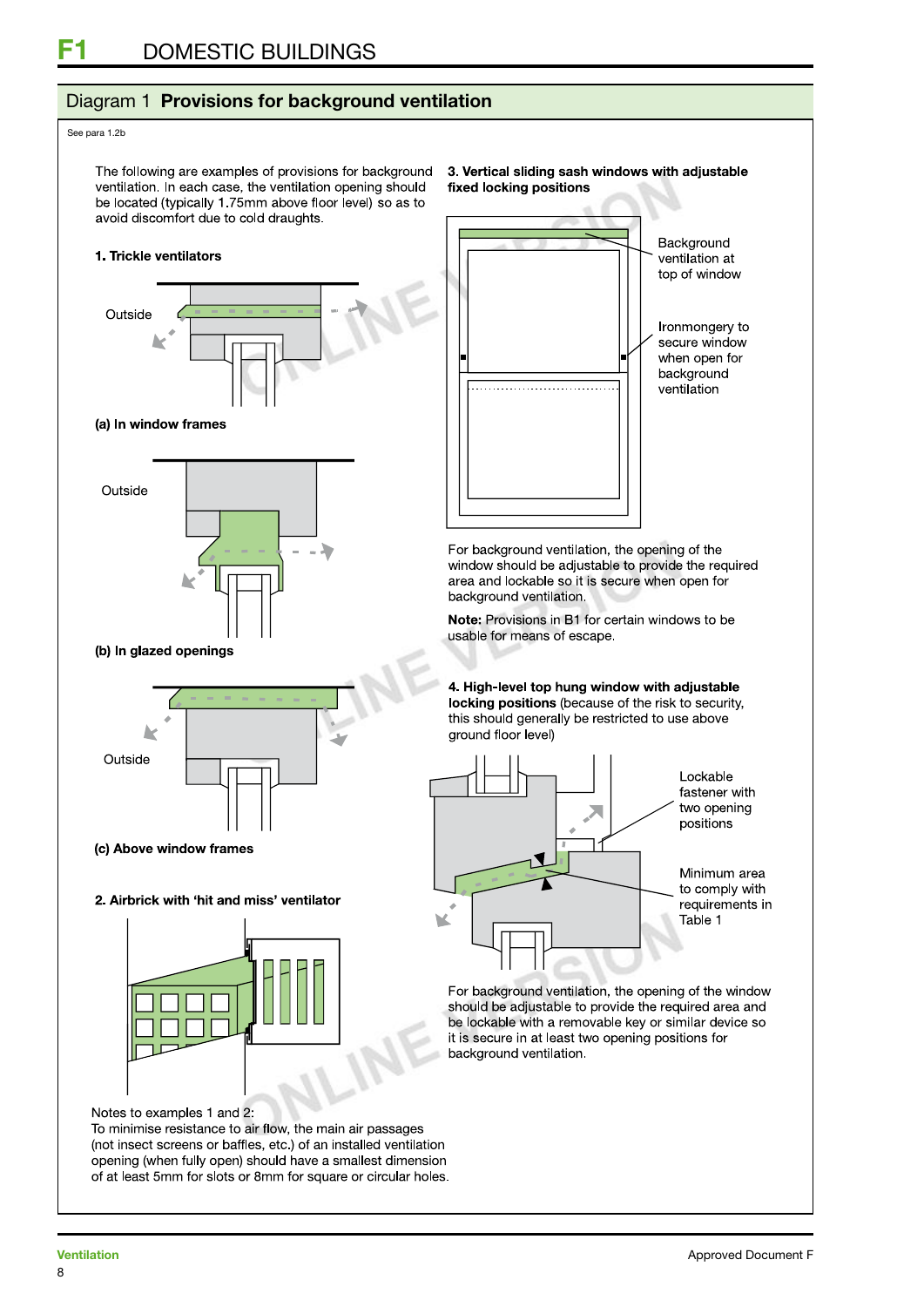## Diagram 1 Provisions for background ventilation

See para 1.2b

The following are examples of provisions for background ventilation. In each case, the ventilation opening should be located (typically 1.75mm above floor level) so as to avoid discomfort due to cold draughts.

**1. Trickle ventilators**

Outside

**(a) In window frames**

Outside

**(b) In glazed openings**

Outside

**(c) Above window frames**

**2. Airbrick with 'hit and miss' ventilator**

Notes to examples 1 and 2:
To minimise resistance to air flow, the main air passages (not insect screens or baffles, etc.) of an installed ventilation opening (when fully open) should have a smallest dimension of at least 5mm for slots or 8mm for square or circular holes.

**3. Vertical sliding sash windows with adjustable fixed locking positions**

Background ventilation at top of window

Ironmongery to secure window when open for background ventilation

For background ventilation, the opening of the window should be adjustable to provide the required area and lockable so it is secure when open for background ventilation.

**Note:** Provisions in B1 for certain windows to be usable for means of escape.

**4. High-level top hung window with adjustable locking positions** (because of the risk to security, this should generally be restricted to use above ground floor level)

Lockable fastener with two opening positions

Minimum area to comply with requirements in Table 1

For background ventilation, the opening of the window should be adjustable to provide the required area and be lockable with a removable key or similar device so it is secure in at least two opening positions for background ventilation.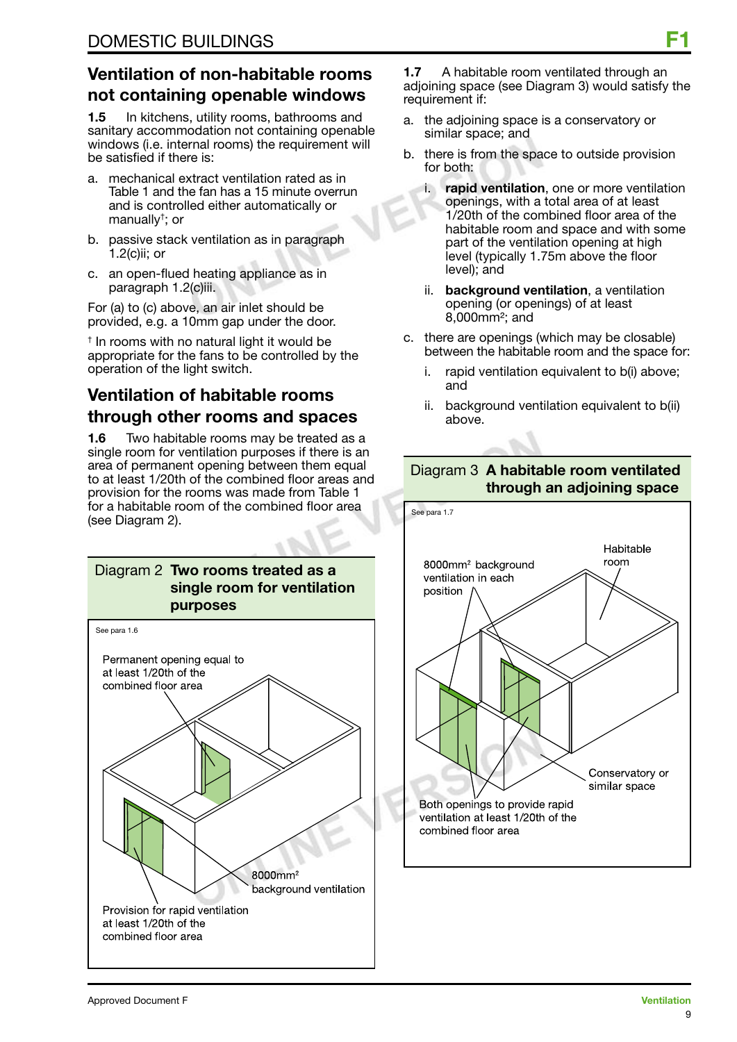## Ventilation of non-habitable rooms not containing openable windows

**1.5** In kitchens, utility rooms, bathrooms and sanitary accommodation not containing openable windows (i.e. internal rooms) the requirement will be satisfied if there is:

a. mechanical extract ventilation rated as in Table 1 and the fan has a 15 minute overrun and is controlled either automatically or manually†; or

b. passive stack ventilation as in paragraph 1.2(c)ii; or

c. an open-flued heating appliance as in paragraph 1.2(c)iii.

For (a) to (c) above, an air inlet should be provided, e.g. a 10mm gap under the door.

† In rooms with no natural light it would be appropriate for the fans to be controlled by the operation of the light switch.

## Ventilation of habitable rooms through other rooms and spaces

**1.6** Two habitable rooms may be treated as a single room for ventilation purposes if there is an area of permanent opening between them equal to at least 1/20th of the combined floor areas and provision for the rooms was made from Table 1 for a habitable room of the combined floor area (see Diagram 2).

**Diagram 2 Two rooms treated as a single room for ventilation purposes**

See para 1.6

Permanent opening equal to at least 1/20th of the combined floor area

8000mm² background ventilation

Provision for rapid ventilation at least 1/20th of the combined floor area

**1.7** A habitable room ventilated through an adjoining space (see Diagram 3) would satisfy the requirement if:

a. the adjoining space is a conservatory or similar space; and

b. there is from the space to outside provision for both:

   i. **rapid ventilation**, one or more ventilation openings, with a total area of at least 1/20th of the combined floor area of the habitable room and space and with some part of the ventilation opening at high level (typically 1.75m above the floor level); and

   ii. **background ventilation**, a ventilation opening (or openings) of at least 8,000mm²; and

c. there are openings (which may be closable) between the habitable room and the space for:

   i. rapid ventilation equivalent to b(i) above; and

   ii. background ventilation equivalent to b(ii) above.

**Diagram 3 A habitable room ventilated through an adjoining space**

See para 1.7

8000mm² background ventilation in each position

Habitable room

Conservatory or similar space

Both openings to provide rapid ventilation at least 1/20th of the combined floor area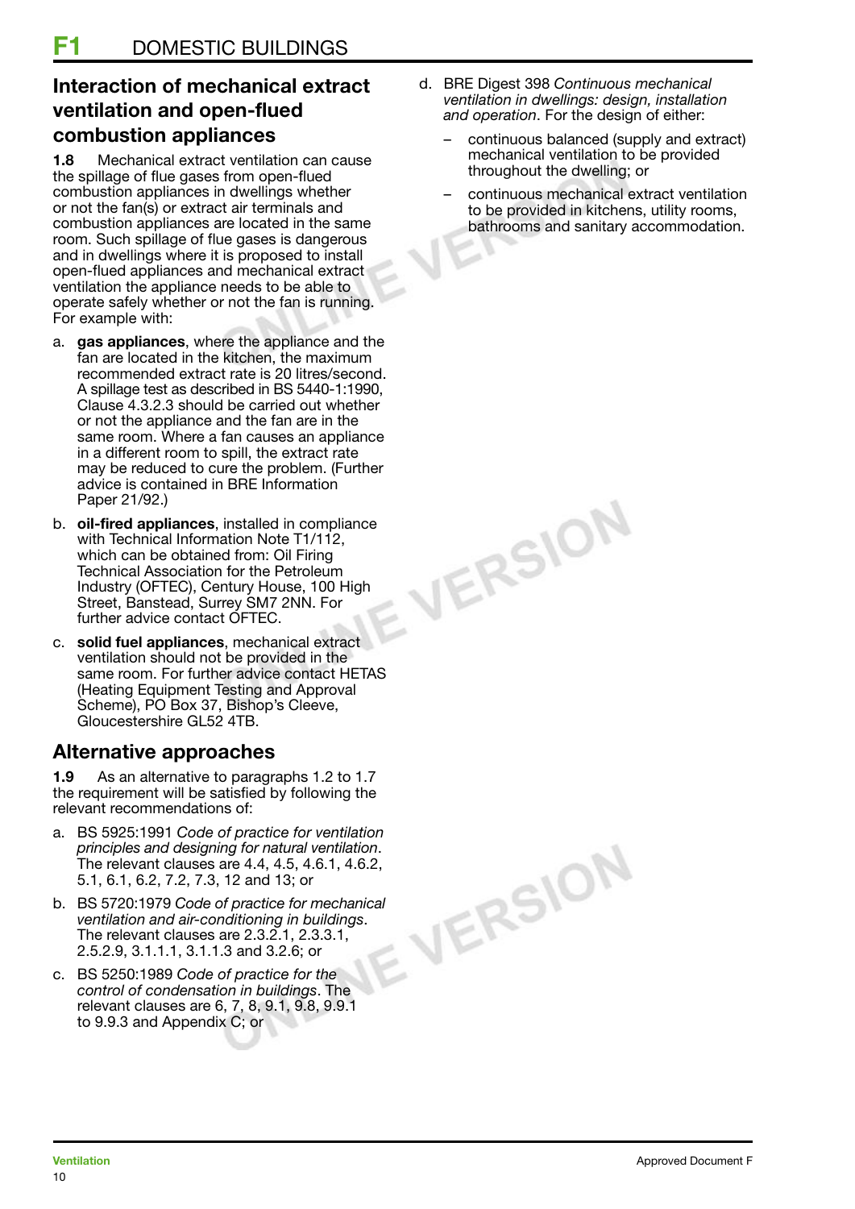## Interaction of mechanical extract ventilation and open-flued combustion appliances

**1.8** Mechanical extract ventilation can cause the spillage of flue gases from open-flued combustion appliances in dwellings whether or not the fan(s) or extract air terminals and combustion appliances are located in the same room. Such spillage of flue gases is dangerous and in dwellings where it is proposed to install open-flued appliances and mechanical extract ventilation the appliance needs to be able to operate safely whether or not the fan is running. For example with:

a. **gas appliances**, where the appliance and the fan are located in the kitchen, the maximum recommended extract rate is 20 litres/second. A spillage test as described in BS 5440-1:1990, Clause 4.3.2.3 should be carried out whether or not the appliance and the fan are in the same room. Where a fan causes an appliance in a different room to spill, the extract rate may be reduced to cure the problem. (Further advice is contained in BRE Information Paper 21/92.)

b. **oil-fired appliances**, installed in compliance with Technical Information Note T1/112, which can be obtained from: Oil Firing Technical Association for the Petroleum Industry (OFTEC), Century House, 100 High Street, Banstead, Surrey SM7 2NN. For further advice contact OFTEC.

c. **solid fuel appliances**, mechanical extract ventilation should not be provided in the same room. For further advice contact HETAS (Heating Equipment Testing and Approval Scheme), PO Box 37, Bishop's Cleeve, Gloucestershire GL52 4TB.

## Alternative approaches

**1.9** As an alternative to paragraphs 1.2 to 1.7 the requirement will be satisfied by following the relevant recommendations of:

a. BS 5925:1991 *Code of practice for ventilation principles and designing for natural ventilation*. The relevant clauses are 4.4, 4.5, 4.6.1, 4.6.2, 5.1, 6.1, 6.2, 7.2, 7.3, 12 and 13; or

b. BS 5720:1979 *Code of practice for mechanical ventilation and air-conditioning in buildings*. The relevant clauses are 2.3.2.1, 2.3.3.1, 2.5.2.9, 3.1.1.1, 3.1.1.3 and 3.2.6; or

c. BS 5250:1989 *Code of practice for the control of condensation in buildings*. The relevant clauses are 6, 7, 8, 9.1, 9.8, 9.9.1 to 9.9.3 and Appendix C; or

d. BRE Digest 398 *Continuous mechanical ventilation in dwellings: design, installation and operation*. For the design of either:

   – continuous balanced (supply and extract) mechanical ventilation to be provided throughout the dwelling; or

   – continuous mechanical extract ventilation to be provided in kitchens, utility rooms, bathrooms and sanitary accommodation.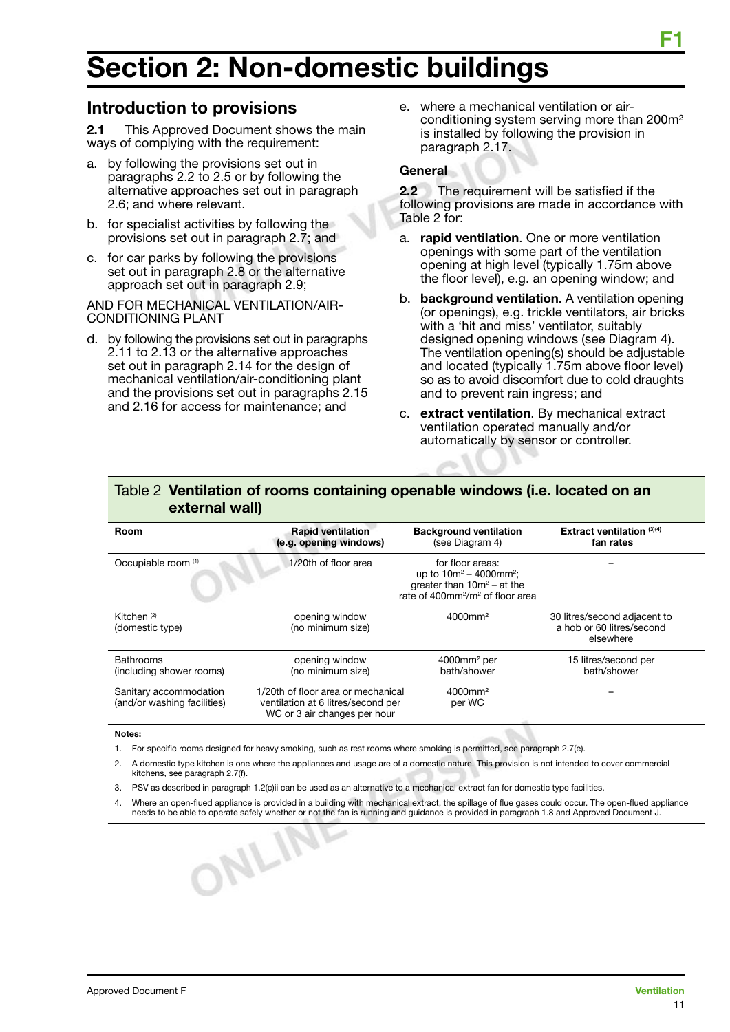# Section 2: Non-domestic buildings

## Introduction to provisions

**2.1** This Approved Document shows the main ways of complying with the requirement:

a. by following the provisions set out in paragraphs 2.2 to 2.5 or by following the alternative approaches set out in paragraph 2.6; and where relevant.

b. for specialist activities by following the provisions set out in paragraph 2.7; and

c. for car parks by following the provisions set out in paragraph 2.8 or the alternative approach set out in paragraph 2.9;

AND FOR MECHANICAL VENTILATION/AIR-CONDITIONING PLANT

d. by following the provisions set out in paragraphs 2.11 to 2.13 or the alternative approaches set out in paragraph 2.14 for the design of mechanical ventilation/air-conditioning plant and the provisions set out in paragraphs 2.15 and 2.16 for access for maintenance; and

e. where a mechanical ventilation or air-conditioning system serving more than 200m² is installed by following the provision in paragraph 2.17.

### General

**2.2** The requirement will be satisfied if the following provisions are made in accordance with Table 2 for:

a. **rapid ventilation**. One or more ventilation openings with some part of the ventilation opening at high level (typically 1.75m above the floor level), e.g. an opening window; and

b. **background ventilation**. A ventilation opening (or openings), e.g. trickle ventilators, air bricks with a 'hit and miss' ventilator, suitably designed opening windows (see Diagram 4). The ventilation opening(s) should be adjustable and located (typically 1.75m above floor level) so as to avoid discomfort due to cold draughts and to prevent rain ingress; and

c. **extract ventilation**. By mechanical extract ventilation operated manually and/or automatically by sensor or controller.

Table 2 **Ventilation of rooms containing openable windows (i.e. located on an external wall)**

| Room | Rapid ventilation (e.g. opening windows) | Background ventilation (see Diagram 4) | Extract ventilation [(3)(4)] fan rates |
|---|---|---|---|
| Occupiable room [(1)] | 1/20th of floor area | for floor areas: up to 10m² – 4000mm²; greater than 10m² – at the rate of 400mm²/m² of floor area | – |
| Kitchen [(2)] (domestic type) | opening window (no minimum size) | 4000mm² | 30 litres/second adjacent to a hob or 60 litres/second elsewhere |
| Bathrooms (including shower rooms) | opening window (no minimum size) | 4000mm² per bath/shower | 15 litres/second per bath/shower |
| Sanitary accommodation (and/or washing facilities) | 1/20th of floor area or mechanical ventilation at 6 litres/second per WC or 3 air changes per hour | 4000mm² per WC | – |

**Notes:**

1. For specific rooms designed for heavy smoking, such as rest rooms where smoking is permitted, see paragraph 2.7(e).
2. A domestic type kitchen is one where the appliances and usage are of a domestic nature. This provision is not intended to cover commercial kitchens, see paragraph 2.7(f).
3. PSV as described in paragraph 1.2(c)ii can be used as an alternative to a mechanical extract fan for domestic type facilities.
4. Where an open-flued appliance is provided in a building with mechanical extract, the spillage of flue gases could occur. The open-flued appliance needs to be able to operate safely whether or not the fan is running and guidance is provided in paragraph 1.8 and Approved Document J.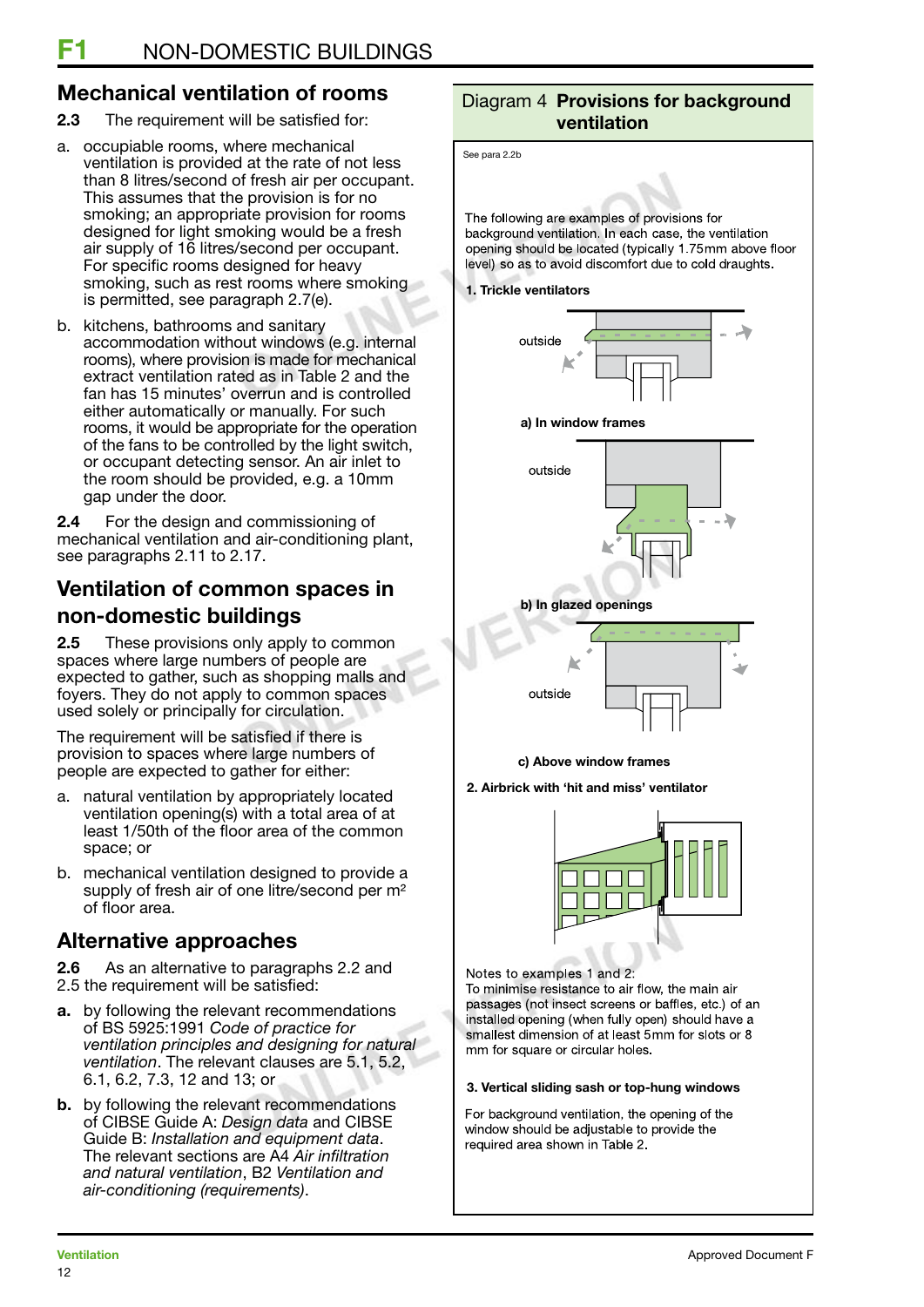## Mechanical ventilation of rooms

**2.3** The requirement will be satisfied for:

a. occupiable rooms, where mechanical ventilation is provided at the rate of not less than 8 litres/second of fresh air per occupant. This assumes that the provision is for no smoking; an appropriate provision for rooms designed for light smoking would be a fresh air supply of 16 litres/second per occupant. For specific rooms designed for heavy smoking, such as rest rooms where smoking is permitted, see paragraph 2.7(e).

b. kitchens, bathrooms and sanitary accommodation without windows (e.g. internal rooms), where provision is made for mechanical extract ventilation rated as in Table 2 and the fan has 15 minutes' overrun and is controlled either automatically or manually. For such rooms, it would be appropriate for the operation of the fans to be controlled by the light switch, or occupant detecting sensor. An air inlet to the room should be provided, e.g. a 10mm gap under the door.

**2.4** For the design and commissioning of mechanical ventilation and air-conditioning plant, see paragraphs 2.11 to 2.17.

## Ventilation of common spaces in non-domestic buildings

**2.5** These provisions only apply to common spaces where large numbers of people are expected to gather, such as shopping malls and foyers. They do not apply to common spaces used solely or principally for circulation.

The requirement will be satisfied if there is provision to spaces where large numbers of people are expected to gather for either:

a. natural ventilation by appropriately located ventilation opening(s) with a total area of at least 1/50th of the floor area of the common space; or

b. mechanical ventilation designed to provide a supply of fresh air of one litre/second per m$^2$ of floor area.

## Alternative approaches

**2.6** As an alternative to paragraphs 2.2 and 2.5 the requirement will be satisfied:

**a.** by following the relevant recommendations of BS 5925:1991 *Code of practice for ventilation principles and designing for natural ventilation*. The relevant clauses are 5.1, 5.2, 6.1, 6.2, 7.3, 12 and 13; or

**b.** by following the relevant recommendations of CIBSE Guide A: *Design data* and CIBSE Guide B: *Installation and equipment data*. The relevant sections are A4 *Air infiltration and natural ventilation*, B2 *Ventilation and air-conditioning (requirements)*.

### Diagram 4 Provisions for background ventilation

See para 2.2b

The following are examples of provisions for background ventilation. In each case, the ventilation opening should be located (typically 1.75mm above floor level) so as to avoid discomfort due to cold draughts.

**1. Trickle ventilators**

outside

**a) In window frames**

outside

**b) In glazed openings**

outside

**c) Above window frames**

**2. Airbrick with 'hit and miss' ventilator**

Notes to examples 1 and 2:
To minimise resistance to air flow, the main air passages (not insect screens or baffles, etc.) of an installed opening (when fully open) should have a smallest dimension of at least 5mm for slots or 8 mm for square or circular holes.

**3. Vertical sliding sash or top-hung windows**

For background ventilation, the opening of the window should be adjustable to provide the required area shown in Table 2.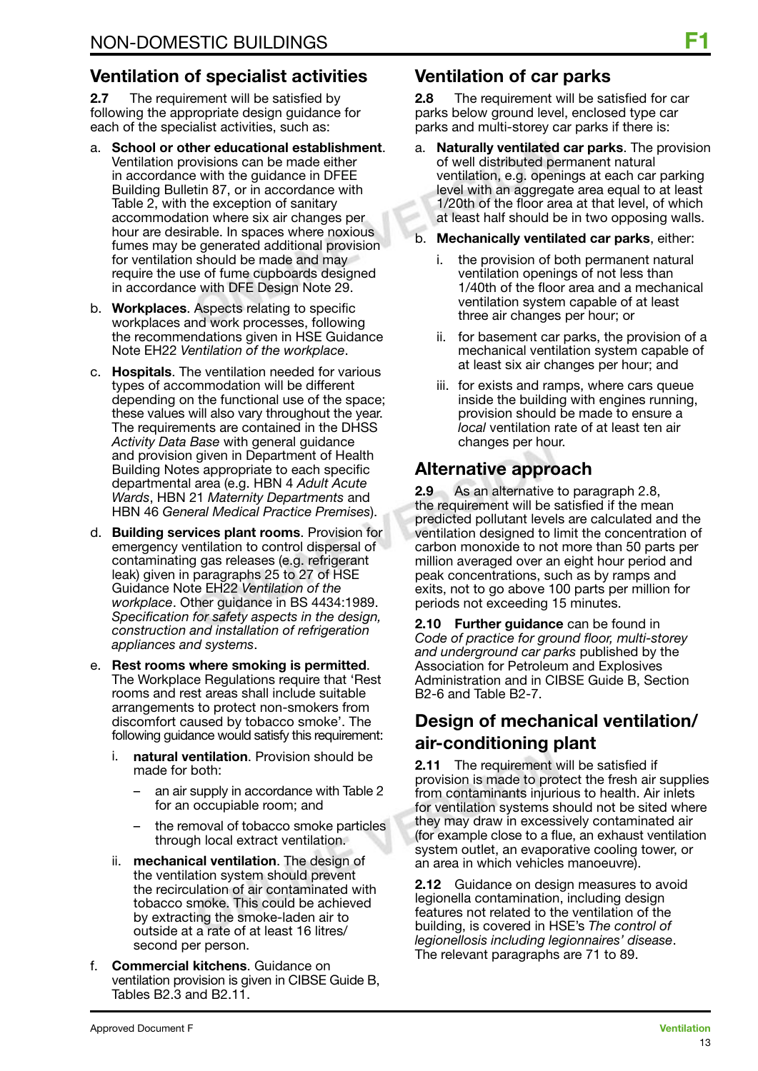## Ventilation of specialist activities

**2.7** The requirement will be satisfied by following the appropriate design guidance for each of the specialist activities, such as:

a. **School or other educational establishment**. Ventilation provisions can be made either in accordance with the guidance in DFEE Building Bulletin 87, or in accordance with Table 2, with the exception of sanitary accommodation where six air changes per hour are desirable. In spaces where noxious fumes may be generated additional provision for ventilation should be made and may require the use of fume cupboards designed in accordance with DFE Design Note 29.

b. **Workplaces**. Aspects relating to specific workplaces and work processes, following the recommendations given in HSE Guidance Note EH22 *Ventilation of the workplace*.

c. **Hospitals**. The ventilation needed for various types of accommodation will be different depending on the functional use of the space; these values will also vary throughout the year. The requirements are contained in the DHSS *Activity Data Base* with general guidance and provision given in Department of Health Building Notes appropriate to each specific departmental area (e.g. HBN 4 *Adult Acute Wards*, HBN 21 *Maternity Departments* and HBN 46 *General Medical Practice Premises*).

d. **Building services plant rooms**. Provision for emergency ventilation to control dispersal of contaminating gas releases (e.g. refrigerant leak) given in paragraphs 25 to 27 of HSE Guidance Note EH22 *Ventilation of the workplace*. Other guidance in BS 4434:1989. *Specification for safety aspects in the design, construction and installation of refrigeration appliances and systems*.

e. **Rest rooms where smoking is permitted**. The Workplace Regulations require that 'Rest rooms and rest areas shall include suitable arrangements to protect non-smokers from discomfort caused by tobacco smoke'. The following guidance would satisfy this requirement:

   i. **natural ventilation**. Provision should be made for both:

      – an air supply in accordance with Table 2 for an occupiable room; and

      – the removal of tobacco smoke particles through local extract ventilation.

   ii. **mechanical ventilation**. The design of the ventilation system should prevent the recirculation of air contaminated with tobacco smoke. This could be achieved by extracting the smoke-laden air to outside at a rate of at least 16 litres/second per person.

f. **Commercial kitchens**. Guidance on ventilation provision is given in CIBSE Guide B, Tables B2.3 and B2.11.

## Ventilation of car parks

**2.8** The requirement will be satisfied for car parks below ground level, enclosed type car parks and multi-storey car parks if there is:

a. **Naturally ventilated car parks**. The provision of well distributed permanent natural ventilation, e.g. openings at each car parking level with an aggregate area equal to at least 1/20th of the floor area at that level, of which at least half should be in two opposing walls.

b. **Mechanically ventilated car parks**, either:

   i. the provision of both permanent natural ventilation openings of not less than 1/40th of the floor area and a mechanical ventilation system capable of at least three air changes per hour; or

   ii. for basement car parks, the provision of a mechanical ventilation system capable of at least six air changes per hour; and

   iii. for exists and ramps, where cars queue inside the building with engines running, provision should be made to ensure a *local* ventilation rate of at least ten air changes per hour.

## Alternative approach

**2.9** As an alternative to paragraph 2.8, the requirement will be satisfied if the mean predicted pollutant levels are calculated and the ventilation designed to limit the concentration of carbon monoxide to not more than 50 parts per million averaged over an eight hour period and peak concentrations, such as by ramps and exits, not to go above 100 parts per million for periods not exceeding 15 minutes.

**2.10 Further guidance** can be found in *Code of practice for ground floor, multi-storey and underground car parks* published by the Association for Petroleum and Explosives Administration and in CIBSE Guide B, Section B2-6 and Table B2-7.

## Design of mechanical ventilation/ air-conditioning plant

**2.11** The requirement will be satisfied if provision is made to protect the fresh air supplies from contaminants injurious to health. Air inlets for ventilation systems should not be sited where they may draw in excessively contaminated air (for example close to a flue, an exhaust ventilation system outlet, an evaporative cooling tower, or an area in which vehicles manoeuvre).

**2.12** Guidance on design measures to avoid legionella contamination, including design features not related to the ventilation of the building, is covered in HSE's *The control of legionellosis including legionnaires' disease*. The relevant paragraphs are 71 to 89.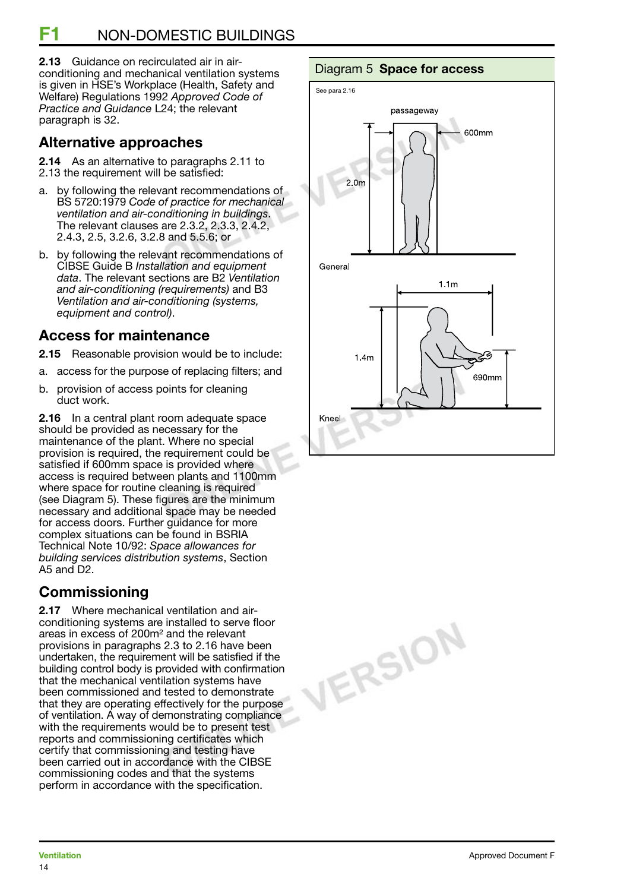**2.13** Guidance on recirculated air in air-conditioning and mechanical ventilation systems is given in HSE's Workplace (Health, Safety and Welfare) Regulations 1992 *Approved Code of Practice and Guidance* L24; the relevant paragraph is 32.

## Alternative approaches

**2.14** As an alternative to paragraphs 2.11 to 2.13 the requirement will be satisfied:

a. by following the relevant recommendations of BS 5720:1979 *Code of practice for mechanical ventilation and air-conditioning in buildings*. The relevant clauses are 2.3.2, 2.3.3, 2.4.2, 2.4.3, 2.5, 3.2.6, 3.2.8 and 5.5.6; or

b. by following the relevant recommendations of CIBSE Guide B *Installation and equipment data*. The relevant sections are B2 *Ventilation and air-conditioning (requirements)* and B3 *Ventilation and air-conditioning (systems, equipment and control)*.

## Access for maintenance

**2.15** Reasonable provision would be to include:

a. access for the purpose of replacing filters; and

b. provision of access points for cleaning duct work.

**2.16** In a central plant room adequate space should be provided as necessary for the maintenance of the plant. Where no special provision is required, the requirement could be satisfied if 600mm space is provided where access is required between plants and 1100mm where space for routine cleaning is required (see Diagram 5). These figures are the minimum necessary and additional space may be needed for access doors. Further guidance for more complex situations can be found in BSRIA Technical Note 10/92: *Space allowances for building services distribution systems*, Section A5 and D2.

## Commissioning

**2.17** Where mechanical ventilation and air-conditioning systems are installed to serve floor areas in excess of 200m² and the relevant provisions in paragraphs 2.3 to 2.16 have been undertaken, the requirement will be satisfied if the building control body is provided with confirmation that the mechanical ventilation systems have been commissioned and tested to demonstrate that they are operating effectively for the purpose of ventilation. A way of demonstrating compliance with the requirements would be to present test reports and commissioning certificates which certify that commissioning and testing have been carried out in accordance with the CIBSE commissioning codes and that the systems perform in accordance with the specification.

**Diagram 5 Space for access**

See para 2.16

General: passageway 600mm wide, 2.0m high

Kneel: 1.1m wide, 1.4m high, 690mm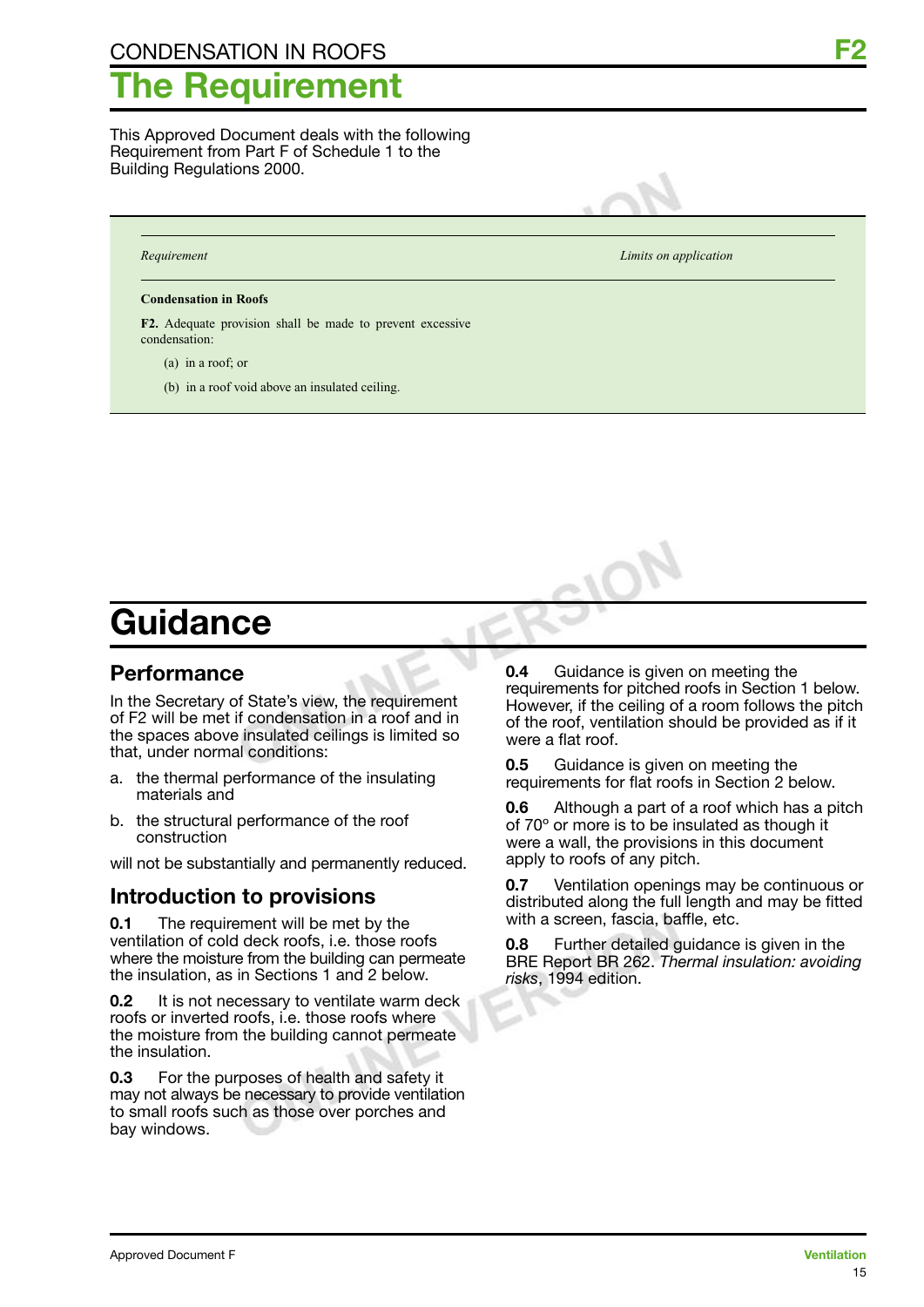# CONDENSATION IN ROOFS

# The Requirement

This Approved Document deals with the following Requirement from Part F of Schedule 1 to the Building Regulations 2000.

| *Requirement* | *Limits on application* |
|---|---|
| **Condensation in Roofs** | |
| **F2.** Adequate provision shall be made to prevent excessive condensation: | |
| (a) in a roof; or | |
| (b) in a roof void above an insulated ceiling. | |

# Guidance

## Performance

In the Secretary of State's view, the requirement of F2 will be met if condensation in a roof and in the spaces above insulated ceilings is limited so that, under normal conditions:

a. the thermal performance of the insulating materials and

b. the structural performance of the roof construction

will not be substantially and permanently reduced.

## Introduction to provisions

**0.1** The requirement will be met by the ventilation of cold deck roofs, i.e. those roofs where the moisture from the building can permeate the insulation, as in Sections 1 and 2 below.

**0.2** It is not necessary to ventilate warm deck roofs or inverted roofs, i.e. those roofs where the moisture from the building cannot permeate the insulation.

**0.3** For the purposes of health and safety it may not always be necessary to provide ventilation to small roofs such as those over porches and bay windows.

**0.4** Guidance is given on meeting the requirements for pitched roofs in Section 1 below. However, if the ceiling of a room follows the pitch of the roof, ventilation should be provided as if it were a flat roof.

**0.5** Guidance is given on meeting the requirements for flat roofs in Section 2 below.

**0.6** Although a part of a roof which has a pitch of 70° or more is to be insulated as though it were a wall, the provisions in this document apply to roofs of any pitch.

**0.7** Ventilation openings may be continuous or distributed along the full length and may be fitted with a screen, fascia, baffle, etc.

**0.8** Further detailed guidance is given in the BRE Report BR 262. *Thermal insulation: avoiding risks*, 1994 edition.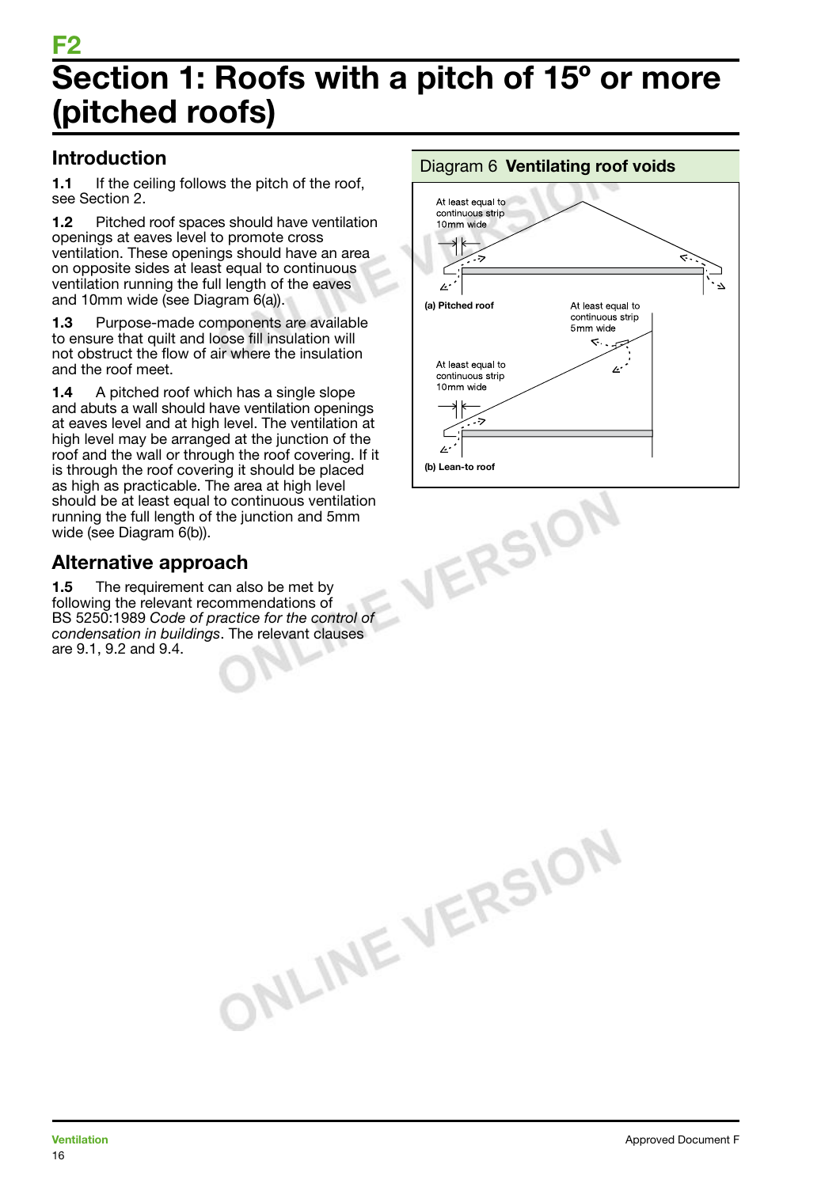# F2

# Section 1: Roofs with a pitch of 15º or more (pitched roofs)

## Introduction

**1.1** If the ceiling follows the pitch of the roof, see Section 2.

**1.2** Pitched roof spaces should have ventilation openings at eaves level to promote cross ventilation. These openings should have an area on opposite sides at least equal to continuous ventilation running the full length of the eaves and 10mm wide (see Diagram 6(a)).

**1.3** Purpose-made components are available to ensure that quilt and loose fill insulation will not obstruct the flow of air where the insulation and the roof meet.

**1.4** A pitched roof which has a single slope and abuts a wall should have ventilation openings at eaves level and at high level. The ventilation at high level may be arranged at the junction of the roof and the wall or through the roof covering. If it is through the roof covering it should be placed as high as practicable. The area at high level should be at least equal to continuous ventilation running the full length of the junction and 5mm wide (see Diagram 6(b)).

## Alternative approach

**1.5** The requirement can also be met by following the relevant recommendations of BS 5250:1989 *Code of practice for the control of condensation in buildings*. The relevant clauses are 9.1, 9.2 and 9.4.

Diagram 6 **Ventilating roof voids**

At least equal to continuous strip 10mm wide

(a) Pitched roof

At least equal to continuous strip 5mm wide

At least equal to continuous strip 10mm wide

(b) Lean-to roof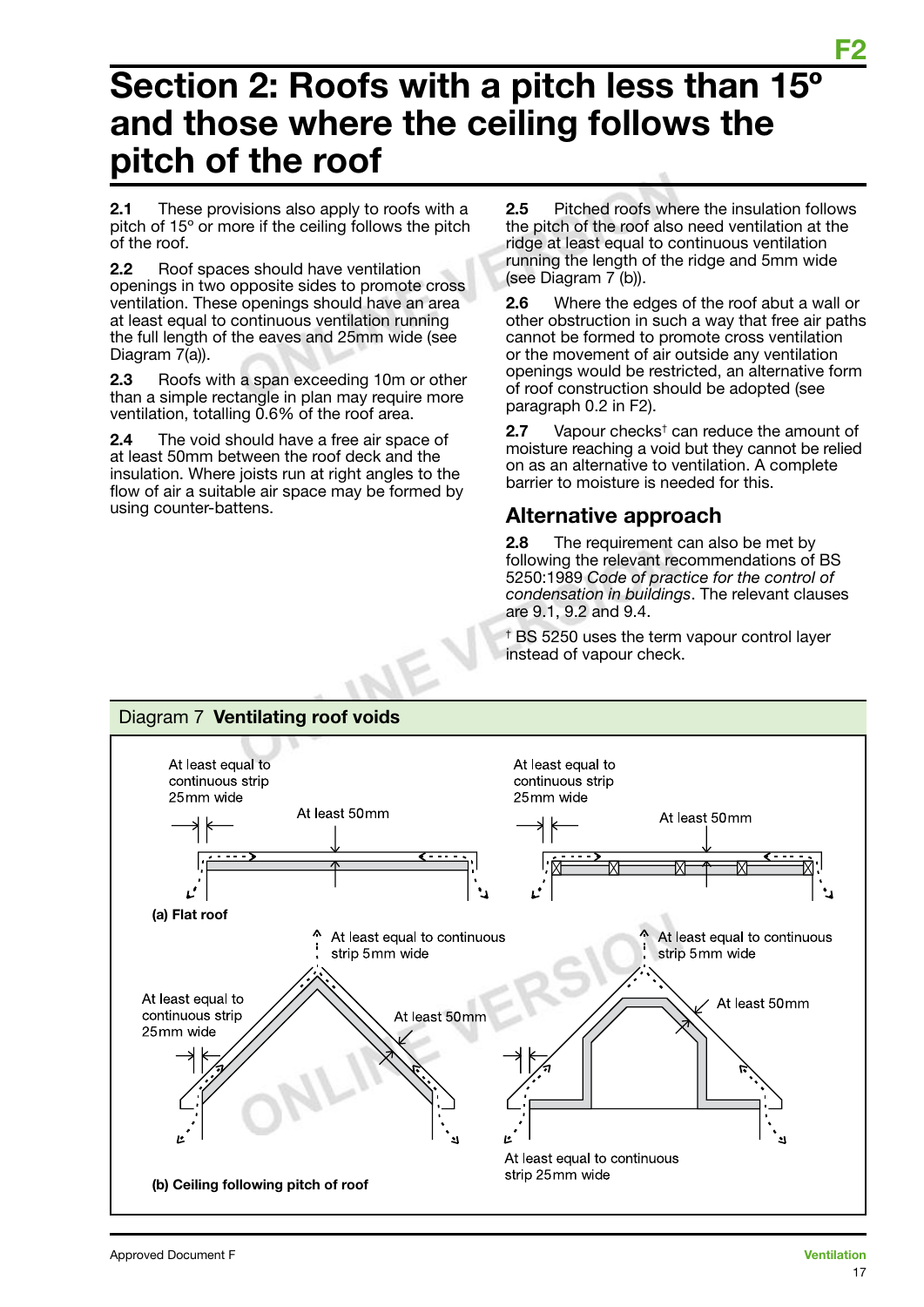# Section 2: Roofs with a pitch less than 15º and those where the ceiling follows the pitch of the roof

**2.1** These provisions also apply to roofs with a pitch of 15º or more if the ceiling follows the pitch of the roof.

**2.2** Roof spaces should have ventilation openings in two opposite sides to promote cross ventilation. These openings should have an area at least equal to continuous ventilation running the full length of the eaves and 25mm wide (see Diagram 7(a)).

**2.3** Roofs with a span exceeding 10m or other than a simple rectangle in plan may require more ventilation, totalling 0.6% of the roof area.

**2.4** The void should have a free air space of at least 50mm between the roof deck and the insulation. Where joists run at right angles to the flow of air a suitable air space may be formed by using counter-battens.

**2.5** Pitched roofs where the insulation follows the pitch of the roof also need ventilation at the ridge at least equal to continuous ventilation running the length of the ridge and 5mm wide (see Diagram 7 (b)).

**2.6** Where the edges of the roof abut a wall or other obstruction in such a way that free air paths cannot be formed to promote cross ventilation or the movement of air outside any ventilation openings would be restricted, an alternative form of roof construction should be adopted (see paragraph 0.2 in F2).

**2.7** Vapour checks† can reduce the amount of moisture reaching a void but they cannot be relied on as an alternative to ventilation. A complete barrier to moisture is needed for this.

## Alternative approach

**2.8** The requirement can also be met by following the relevant recommendations of BS 5250:1989 *Code of practice for the control of condensation in buildings*. The relevant clauses are 9.1, 9.2 and 9.4.

† BS 5250 uses the term vapour control layer instead of vapour check.

Diagram 7 **Ventilating roof voids**

At least equal to continuous strip 25mm wide

At least 50mm

At least equal to continuous strip 25mm wide

At least 50mm

**(a) Flat roof**

At least equal to continuous strip 5mm wide

At least equal to continuous strip 25mm wide

At least 50mm

At least equal to continuous strip 5mm wide

At least 50mm

At least equal to continuous strip 25mm wide

**(b) Ceiling following pitch of roof**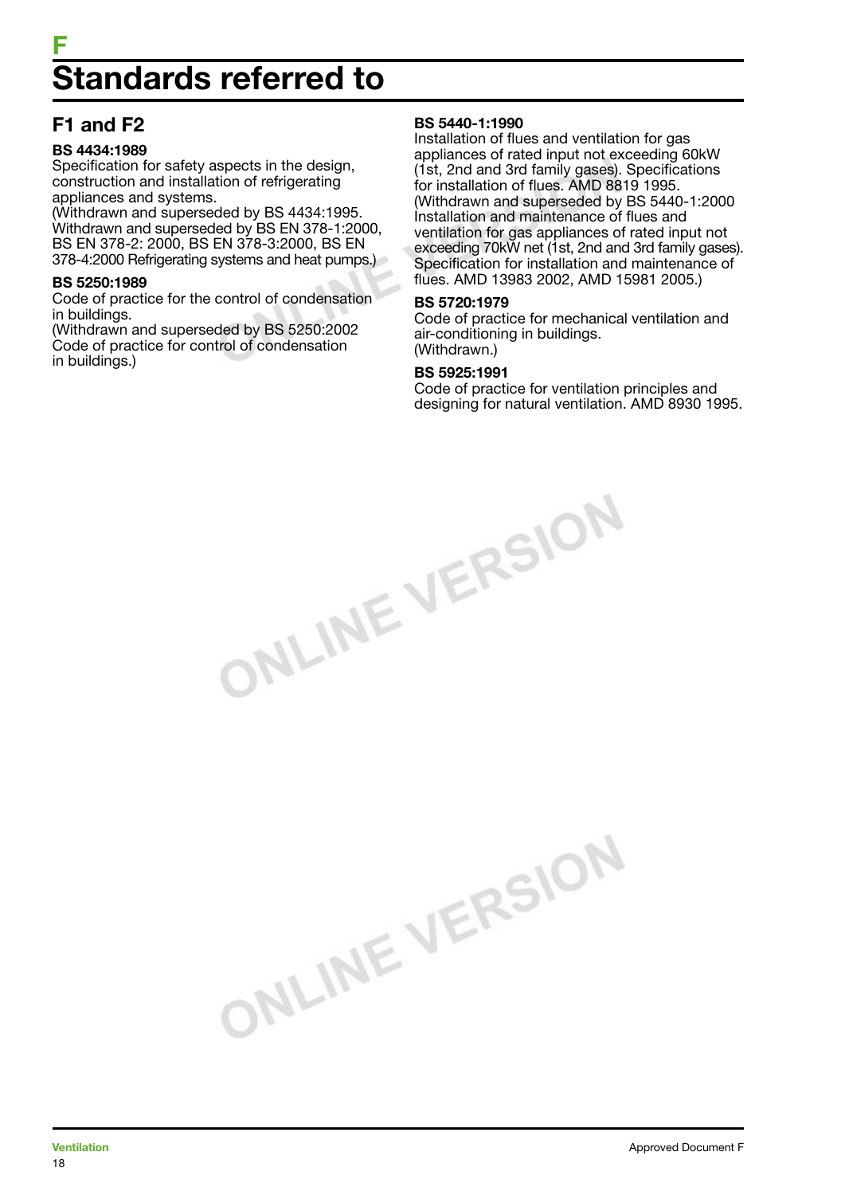# F
# Standards referred to

## F1 and F2

**BS 4434:1989**
Specification for safety aspects in the design, construction and installation of refrigerating appliances and systems.
(Withdrawn and superseded by BS 4434:1995. Withdrawn and superseded by BS EN 378-1:2000, BS EN 378-2: 2000, BS EN 378-3:2000, BS EN 378-4:2000 Refrigerating systems and heat pumps.)

**BS 5250:1989**
Code of practice for the control of condensation in buildings.
(Withdrawn and superseded by BS 5250:2002 Code of practice for control of condensation in buildings.)

**BS 5440-1:1990**
Installation of flues and ventilation for gas appliances of rated input not exceeding 60kW (1st, 2nd and 3rd family gases). Specifications for installation of flues. AMD 8819 1995. (Withdrawn and superseded by BS 5440-1:2000 Installation and maintenance of flues and ventilation for gas appliances of rated input not exceeding 70kW net (1st, 2nd and 3rd family gases). Specification for installation and maintenance of flues. AMD 13983 2002, AMD 15981 2005.)

**BS 5720:1979**
Code of practice for mechanical ventilation and air-conditioning in buildings.
(Withdrawn.)

**BS 5925:1991**
Code of practice for ventilation principles and designing for natural ventilation. AMD 8930 1995.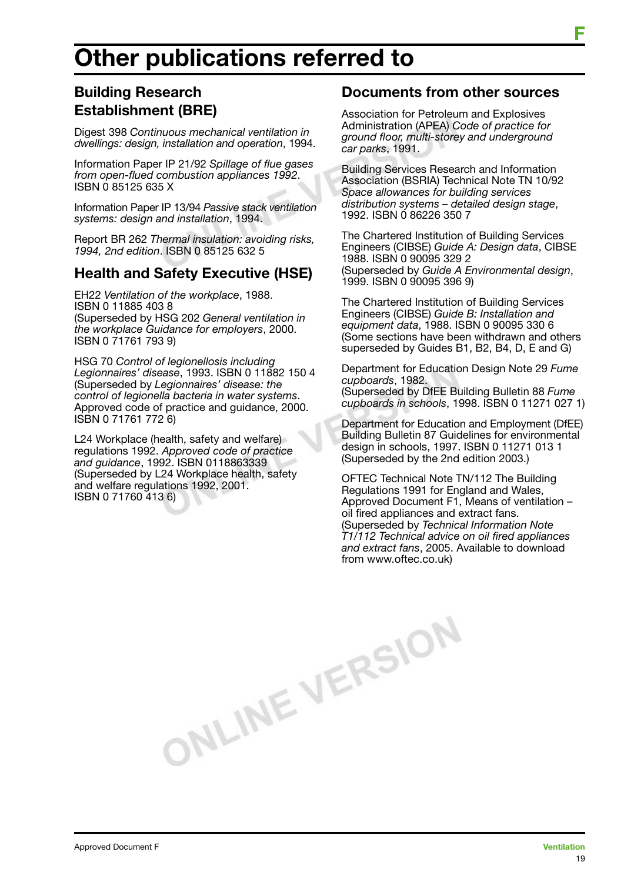# Other publications referred to

## Building Research Establishment (BRE)

Digest 398 *Continuous mechanical ventilation in dwellings: design, installation and operation*, 1994.

Information Paper IP 21/92 *Spillage of flue gases from open-flued combustion appliances 1992*. ISBN 0 85125 635 X

Information Paper IP 13/94 *Passive stack ventilation systems: design and installation*, 1994.

Report BR 262 *Thermal insulation: avoiding risks, 1994, 2nd edition*. ISBN 0 85125 632 5

## Health and Safety Executive (HSE)

EH22 *Ventilation of the workplace*, 1988. ISBN 0 11885 403 8
(Superseded by HSG 202 *General ventilation in the workplace Guidance for employers*, 2000. ISBN 0 71761 793 9)

HSG 70 *Control of legionellosis including Legionnaires' disease*, 1993. ISBN 0 11882 150 4
(Superseded by *Legionnaires' disease: the control of legionella bacteria in water systems*. Approved code of practice and guidance, 2000. ISBN 0 71761 772 6)

L24 Workplace (health, safety and welfare) regulations 1992. *Approved code of practice and guidance*, 1992. ISBN 0118863339
(Superseded by L24 Workplace health, safety and welfare regulations 1992, 2001. ISBN 0 71760 413 6)

## Documents from other sources

Association for Petroleum and Explosives Administration (APEA) *Code of practice for ground floor, multi-storey and underground car parks*, 1991.

Building Services Research and Information Association (BSRIA) Technical Note TN 10/92 *Space allowances for building services distribution systems – detailed design stage*, 1992. ISBN 0 86226 350 7

The Chartered Institution of Building Services Engineers (CIBSE) *Guide A: Design data*, CIBSE 1988. ISBN 0 90095 329 2
(Superseded by *Guide A Environmental design*, 1999. ISBN 0 90095 396 9)

The Chartered Institution of Building Services Engineers (CIBSE) *Guide B: Installation and equipment data*, 1988. ISBN 0 90095 330 6
(Some sections have been withdrawn and others superseded by Guides B1, B2, B4, D, E and G)

Department for Education Design Note 29 *Fume cupboards*, 1982.
(Superseded by DfEE Building Bulletin 88 *Fume cupboards in schools*, 1998. ISBN 0 11271 027 1)

Department for Education and Employment (DfEE) Building Bulletin 87 Guidelines for environmental design in schools, 1997. ISBN 0 11271 013 1
(Superseded by the 2nd edition 2003.)

OFTEC Technical Note TN/112 The Building Regulations 1991 for England and Wales, Approved Document F1, Means of ventilation – oil fired appliances and extract fans.
(Superseded by *Technical Information Note T1/112 Technical advice on oil fired appliances and extract fans*, 2005. Available to download from www.oftec.co.uk)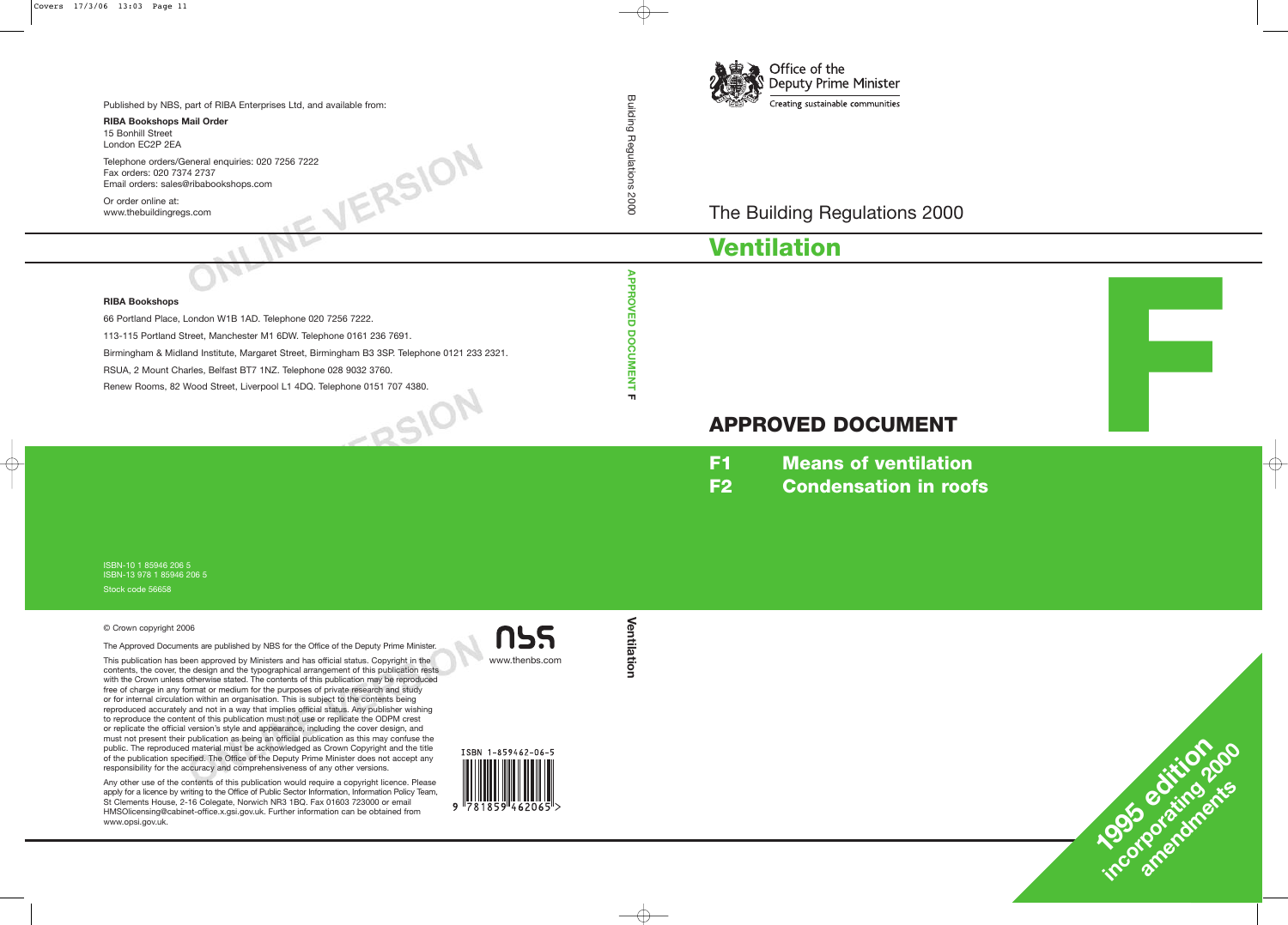Published by NBS, part of RIBA Enterprises Ltd, and available from:

**RIBA Bookshops Mail Order**
15 Bonhill Street
London EC2P 2EA

Telephone orders/General enquiries: 020 7256 7222
Fax orders: 020 7374 2737
Email orders: sales@ribabookshops.com

Or order online at:
www.thebuildingregs.com

**RIBA Bookshops**

66 Portland Place, London W1B 1AD. Telephone 020 7256 7222.

113-115 Portland Street, Manchester M1 6DW. Telephone 0161 236 7691.

Birmingham & Midland Institute, Margaret Street, Birmingham B3 3SP. Telephone 0121 233 2321.

RSUA, 2 Mount Charles, Belfast BT7 1NZ. Telephone 028 9032 3760.

Renew Rooms, 82 Wood Street, Liverpool L1 4DQ. Telephone 0151 707 4380.

ISBN-10 1 85946 206 5
ISBN-13 978 1 85946 206 5

Stock code 56658

© Crown copyright 2006

The Approved Documents are published by NBS for the Office of the Deputy Prime Minister.

This publication has been approved by Ministers and has official status. Copyright in the contents, the cover, the design and the typographical arrangement of this publication rests with the Crown unless otherwise stated. The contents of this publication may be reproduced free of charge in any format or medium for the purposes of private research and study or for internal circulation within an organisation. This is subject to the contents being reproduced accurately and not in a way that implies official status. Any publisher wishing to reproduce the content of this publication must not use or replicate the ODPM crest or replicate the official version's style and appearance, including the cover design, and must not present their publication as being an official publication as this may confuse the public. The reproduced material must be acknowledged as Crown Copyright and the title of the publication specified. The Office of the Deputy Prime Minister does not accept any responsibility for the accuracy and comprehensiveness of any other versions.

Any other use of the contents of this publication would require a copyright licence. Please apply for a licence by writing to the Office of Public Sector Information, Information Policy Team, St Clements House, 2-16 Colegate, Norwich NR3 1BQ. Fax 01603 723000 or email HMSOlicensing@cabinet-office.x.gsi.gov.uk. Further information can be obtained from www.opsi.gov.uk.

www.thenbs.com

ISBN 1-859462-06-5

Building Regulations 2000

APPROVED DOCUMENT F

Ventilation

Office of the Deputy Prime Minister
Creating sustainable communities

The Building Regulations 2000

# Ventilation

## APPROVED DOCUMENT

**F1 Means of ventilation**

**F2 Condensation in roofs**

1995 edition incorporating 2000 amendments